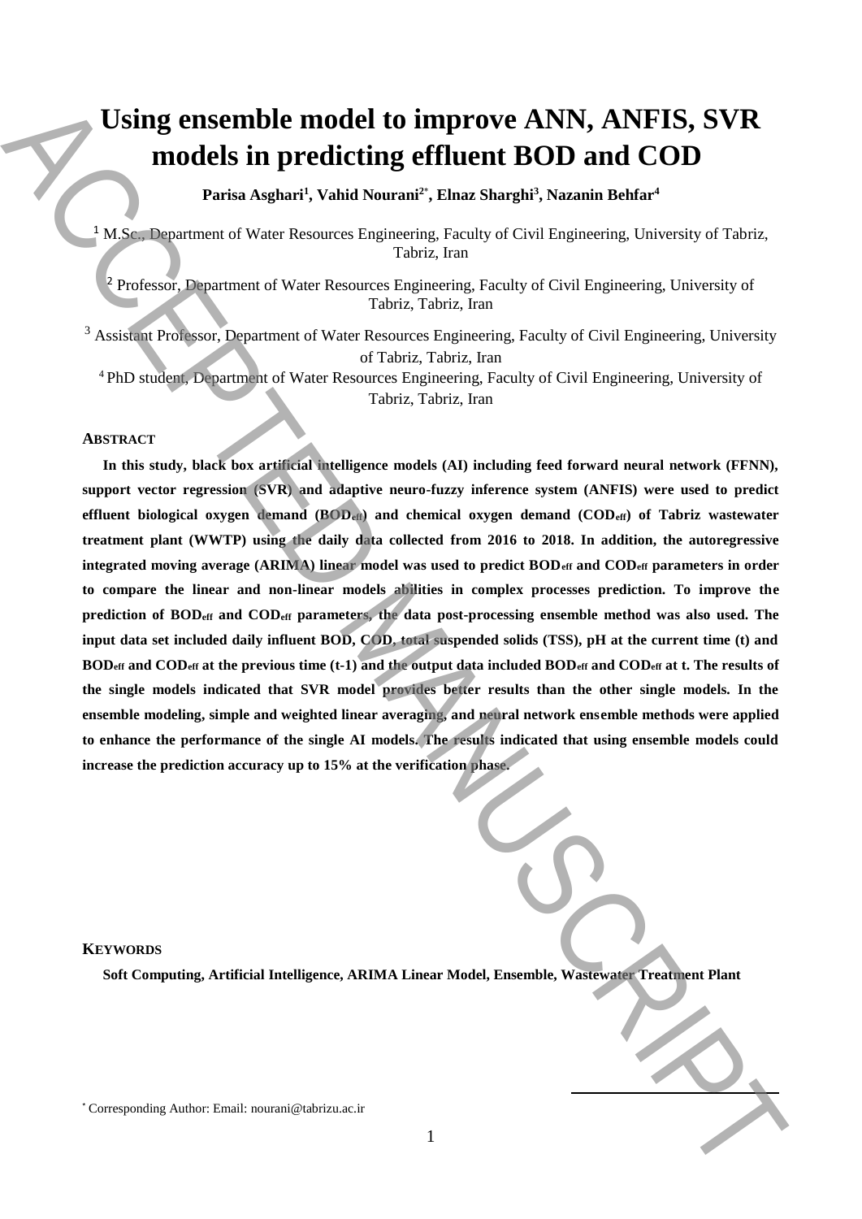# Using ensemble model to improve ANN, ANFIS, SVR models in predicting effluent BOD and COD

**Parisa Asghari[1], Vahid Nourani[2*], Elnaz Sharghi[3], Nazanin Behfar[4]**

[1] M.Sc., Department of Water Resources Engineering, Faculty of Civil Engineering, University of Tabriz, Tabriz, Iran

[2] Professor, Department of Water Resources Engineering, Faculty of Civil Engineering, University of Tabriz, Tabriz, Iran

[3] Assistant Professor, Department of Water Resources Engineering, Faculty of Civil Engineering, University of Tabriz, Tabriz, Iran

[4] PhD student, Department of Water Resources Engineering, Faculty of Civil Engineering, University of Tabriz, Tabriz, Iran

## ABSTRACT

**In this study, black box artificial intelligence models (AI) including feed forward neural network (FFNN), support vector regression (SVR) and adaptive neuro-fuzzy inference system (ANFIS) were used to predict effluent biological oxygen demand ($BOD_{eff}$) and chemical oxygen demand ($COD_{eff}$) of Tabriz wastewater treatment plant (WWTP) using the daily data collected from 2016 to 2018. In addition, the autoregressive integrated moving average (ARIMA) linear model was used to predict $BOD_{eff}$ and $COD_{eff}$ parameters in order to compare the linear and non-linear models abilities in complex processes prediction. To improve the prediction of $BOD_{eff}$ and $COD_{eff}$ parameters, the data post-processing ensemble method was also used. The input data set included daily influent BOD, COD, total suspended solids (TSS), pH at the current time (t) and $BOD_{eff}$ and $COD_{eff}$ at the previous time (t-1) and the output data included $BOD_{eff}$ and $COD_{eff}$ at t. The results of the single models indicated that SVR model provides better results than the other single models. In the ensemble modeling, simple and weighted linear averaging, and neural network ensemble methods were applied to enhance the performance of the single AI models. The results indicated that using ensemble models could increase the prediction accuracy up to 15% at the verification phase.**

## KEYWORDS

**Soft Computing, Artificial Intelligence, ARIMA Linear Model, Ensemble, Wastewater Treatment Plant**

[*] Corresponding Author: Email: nourani@tabrizu.ac.ir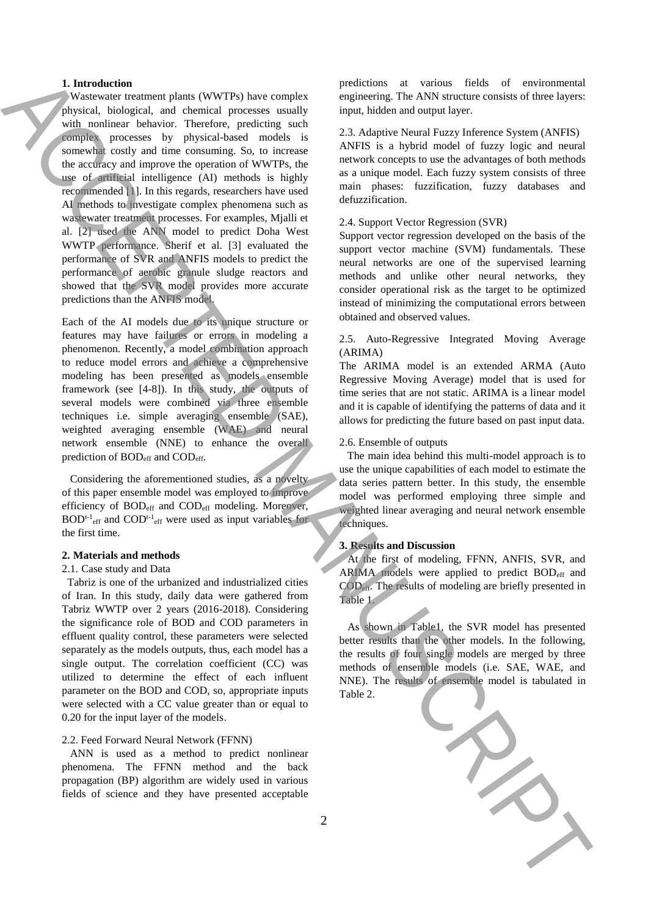## 1. Introduction

Wastewater treatment plants (WWTPs) have complex physical, biological, and chemical processes usually with nonlinear behavior. Therefore, predicting such complex processes by physical-based models is somewhat costly and time consuming. So, to increase the accuracy and improve the operation of WWTPs, the use of artificial intelligence (AI) methods is highly recommended [1]. In this regards, researchers have used AI methods to investigate complex phenomena such as wastewater treatment processes. For examples, Mjalli et al. [2] used the ANN model to predict Doha West WWTP performance. Sherif et al. [3] evaluated the performance of SVR and ANFIS models to predict the performance of aerobic granule sludge reactors and showed that the SVR model provides more accurate predictions than the ANFIS model.

Each of the AI models due to its unique structure or features may have failures or errors in modeling a phenomenon. Recently, a model combination approach to reduce model errors and achieve a comprehensive modeling has been presented as models ensemble framework (see [4-8]). In this study, the outputs of several models were combined via three ensemble techniques i.e. simple averaging ensemble (SAE), weighted averaging ensemble (WAE) and neural network ensemble (NNE) to enhance the overall prediction of $BOD_{eff}$ and $COD_{eff}$.

Considering the aforementioned studies, as a novelty of this paper ensemble model was employed to improve efficiency of $BOD_{eff}$ and $COD_{eff}$ modeling. Moreover, $BOD^{t-1}_{eff}$ and $COD^{t-1}_{eff}$ were used as input variables for the first time.

## 2. Materials and methods

### 2.1. Case study and Data

Tabriz is one of the urbanized and industrialized cities of Iran. In this study, daily data were gathered from Tabriz WWTP over 2 years (2016-2018). Considering the significance role of BOD and COD parameters in effluent quality control, these parameters were selected separately as the models outputs, thus, each model has a single output. The correlation coefficient (CC) was utilized to determine the effect of each influent parameter on the BOD and COD, so, appropriate inputs were selected with a CC value greater than or equal to 0.20 for the input layer of the models.

### 2.2. Feed Forward Neural Network (FFNN)

ANN is used as a method to predict nonlinear phenomena. The FFNN method and the back propagation (BP) algorithm are widely used in various fields of science and they have presented acceptable predictions at various fields of environmental engineering. The ANN structure consists of three layers: input, hidden and output layer.

### 2.3. Adaptive Neural Fuzzy Inference System (ANFIS)

ANFIS is a hybrid model of fuzzy logic and neural network concepts to use the advantages of both methods as a unique model. Each fuzzy system consists of three main phases: fuzzification, fuzzy databases and defuzzification.

### 2.4. Support Vector Regression (SVR)

Support vector regression developed on the basis of the support vector machine (SVM) fundamentals. These neural networks are one of the supervised learning methods and unlike other neural networks, they consider operational risk as the target to be optimized instead of minimizing the computational errors between obtained and observed values.

### 2.5. Auto-Regressive Integrated Moving Average (ARIMA)

The ARIMA model is an extended ARMA (Auto Regressive Moving Average) model that is used for time series that are not static. ARIMA is a linear model and it is capable of identifying the patterns of data and it allows for predicting the future based on past input data.

### 2.6. Ensemble of outputs

The main idea behind this multi-model approach is to use the unique capabilities of each model to estimate the data series pattern better. In this study, the ensemble model was performed employing three simple and weighted linear averaging and neural network ensemble techniques.

## 3. Results and Discussion

At the first of modeling, FFNN, ANFIS, SVR, and ARIMA models were applied to predict $BOD_{eff}$ and $COD_{eff}$. The results of modeling are briefly presented in Table 1.

As shown in Table1, the SVR model has presented better results than the other models. In the following, the results of four single models are merged by three methods of ensemble models (i.e. SAE, WAE, and NNE). The results of ensemble model is tabulated in Table 2.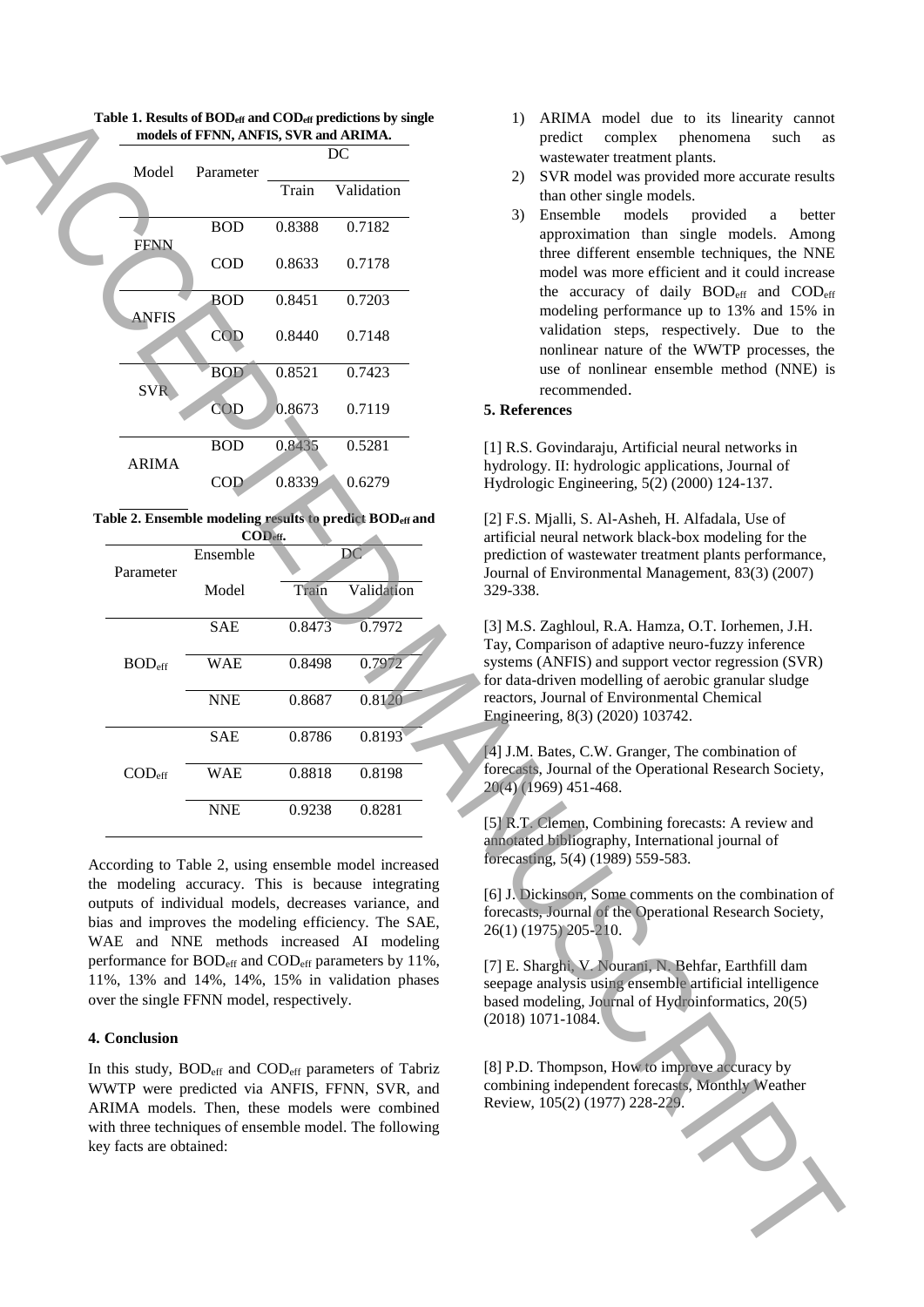**Table 1. Results of $BOD_{eff}$ and $COD_{eff}$ predictions by single models of FFNN, ANFIS, SVR and ARIMA.**

| Model | Parameter | DC | |
|---|---|---|---|
| | | Train | Validation |
| FFNN | BOD | 0.8388 | 0.7182 |
| | COD | 0.8633 | 0.7178 |
| ANFIS | BOD | 0.8451 | 0.7203 |
| | COD | 0.8440 | 0.7148 |
| SVR | BOD | 0.8521 | 0.7423 |
| | COD | 0.8673 | 0.7119 |
| ARIMA | BOD | 0.8435 | 0.5281 |
| | COD | 0.8339 | 0.6279 |

**Table 2. Ensemble modeling results to predict $BOD_{eff}$ and $COD_{eff}$.**

| Parameter | Ensemble Model | DC | |
|---|---|---|---|
| | | Train | Validation |
| $BOD_{eff}$ | SAE | 0.8473 | 0.7972 |
| | WAE | 0.8498 | 0.7972 |
| | NNE | 0.8687 | 0.8120 |
| $COD_{eff}$ | SAE | 0.8786 | 0.8193 |
| | WAE | 0.8818 | 0.8198 |
| | NNE | 0.9238 | 0.8281 |

According to Table 2, using ensemble model increased the modeling accuracy. This is because integrating outputs of individual models, decreases variance, and bias and improves the modeling efficiency. The SAE, WAE and NNE methods increased AI modeling performance for $BOD_{eff}$ and $COD_{eff}$ parameters by 11%, 11%, 13% and 14%, 14%, 15% in validation phases over the single FFNN model, respectively.

## 4. Conclusion

In this study, $BOD_{eff}$ and $COD_{eff}$ parameters of Tabriz WWTP were predicted via ANFIS, FFNN, SVR, and ARIMA models. Then, these models were combined with three techniques of ensemble model. The following key facts are obtained:

1) ARIMA model due to its linearity cannot predict complex phenomena such as wastewater treatment plants.
2) SVR model was provided more accurate results than other single models.
3) Ensemble models provided a better approximation than single models. Among three different ensemble techniques, the NNE model was more efficient and it could increase the accuracy of daily $BOD_{eff}$ and $COD_{eff}$ modeling performance up to 13% and 15% in validation steps, respectively. Due to the nonlinear nature of the WWTP processes, the use of nonlinear ensemble method (NNE) is recommended.

## 5. References

[1] R.S. Govindaraju, Artificial neural networks in hydrology. II: hydrologic applications, Journal of Hydrologic Engineering, 5(2) (2000) 124-137.

[2] F.S. Mjalli, S. Al-Asheh, H. Alfadala, Use of artificial neural network black-box modeling for the prediction of wastewater treatment plants performance, Journal of Environmental Management, 83(3) (2007) 329-338.

[3] M.S. Zaghloul, R.A. Hamza, O.T. Iorhemen, J.H. Tay, Comparison of adaptive neuro-fuzzy inference systems (ANFIS) and support vector regression (SVR) for data-driven modelling of aerobic granular sludge reactors, Journal of Environmental Chemical Engineering, 8(3) (2020) 103742.

[4] J.M. Bates, C.W. Granger, The combination of forecasts, Journal of the Operational Research Society, 20(4) (1969) 451-468.

[5] R.T. Clemen, Combining forecasts: A review and annotated bibliography, International journal of forecasting, 5(4) (1989) 559-583.

[6] J. Dickinson, Some comments on the combination of forecasts, Journal of the Operational Research Society, 26(1) (1975) 205-210.

[7] E. Sharghi, V. Nourani, N. Behfar, Earthfill dam seepage analysis using ensemble artificial intelligence based modeling, Journal of Hydroinformatics, 20(5) (2018) 1071-1084.

[8] P.D. Thompson, How to improve accuracy by combining independent forecasts, Monthly Weather Review, 105(2) (1977) 228-229.